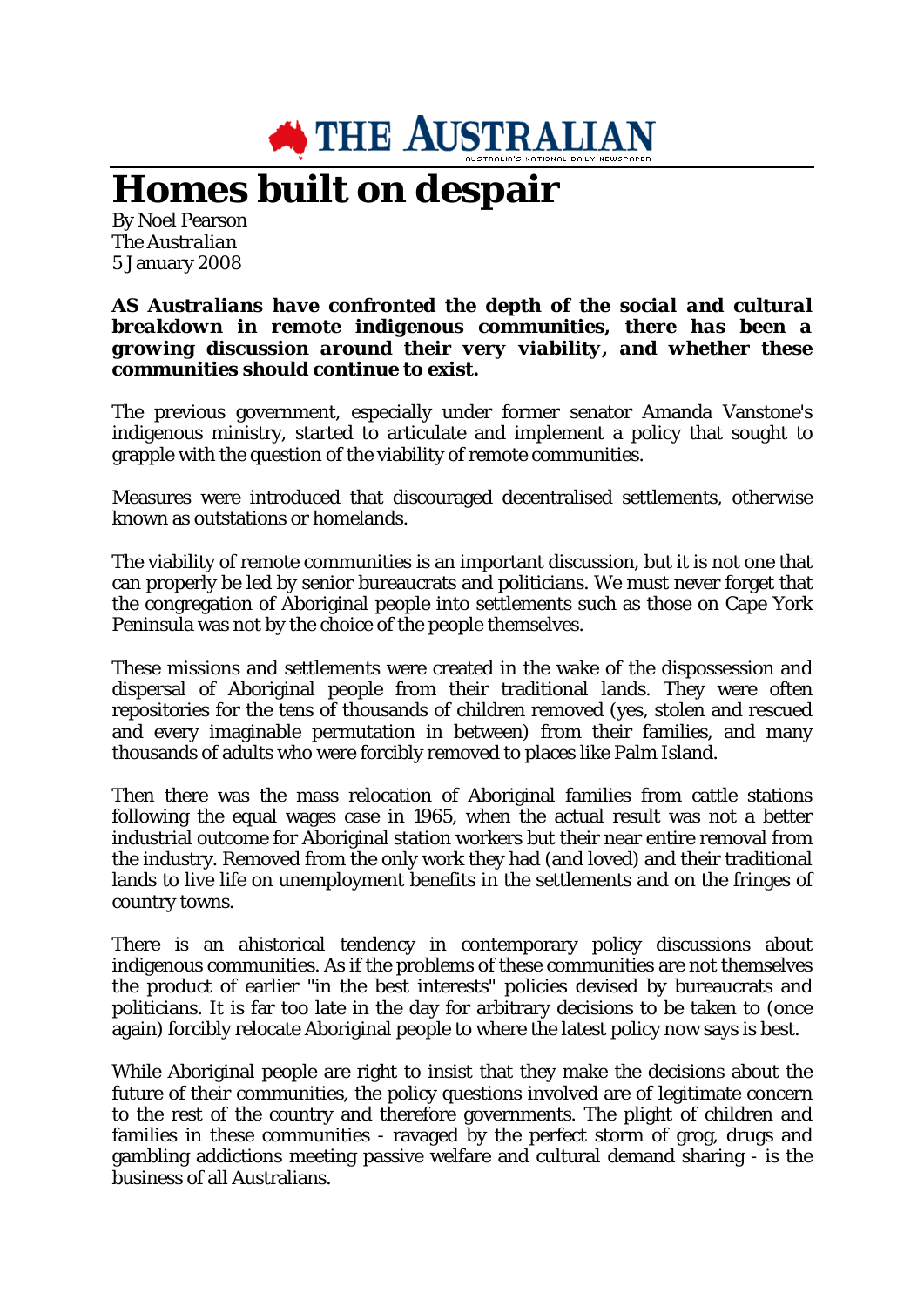# THE AUSTRALIAN

# Homes built on despair

By Noel Pearson
*The Australian*
5 January 2008

**AS Australians have confronted the depth of the social and cultural breakdown in remote indigenous communities, there has been a growing discussion around their very viability, and whether these communities should continue to exist.**

The previous government, especially under former senator Amanda Vanstone's indigenous ministry, started to articulate and implement a policy that sought to grapple with the question of the viability of remote communities.

Measures were introduced that discouraged decentralised settlements, otherwise known as outstations or homelands.

The viability of remote communities is an important discussion, but it is not one that can properly be led by senior bureaucrats and politicians. We must never forget that the congregation of Aboriginal people into settlements such as those on Cape York Peninsula was not by the choice of the people themselves.

These missions and settlements were created in the wake of the dispossession and dispersal of Aboriginal people from their traditional lands. They were often repositories for the tens of thousands of children removed (yes, stolen and rescued and every imaginable permutation in between) from their families, and many thousands of adults who were forcibly removed to places like Palm Island.

Then there was the mass relocation of Aboriginal families from cattle stations following the equal wages case in 1965, when the actual result was not a better industrial outcome for Aboriginal station workers but their near entire removal from the industry. Removed from the only work they had (and loved) and their traditional lands to live life on unemployment benefits in the settlements and on the fringes of country towns.

There is an ahistorical tendency in contemporary policy discussions about indigenous communities. As if the problems of these communities are not themselves the product of earlier "in the best interests" policies devised by bureaucrats and politicians. It is far too late in the day for arbitrary decisions to be taken to (once again) forcibly relocate Aboriginal people to where the latest policy now says is best.

While Aboriginal people are right to insist that they make the decisions about the future of their communities, the policy questions involved are of legitimate concern to the rest of the country and therefore governments. The plight of children and families in these communities - ravaged by the perfect storm of grog, drugs and gambling addictions meeting passive welfare and cultural demand sharing - is the business of all Australians.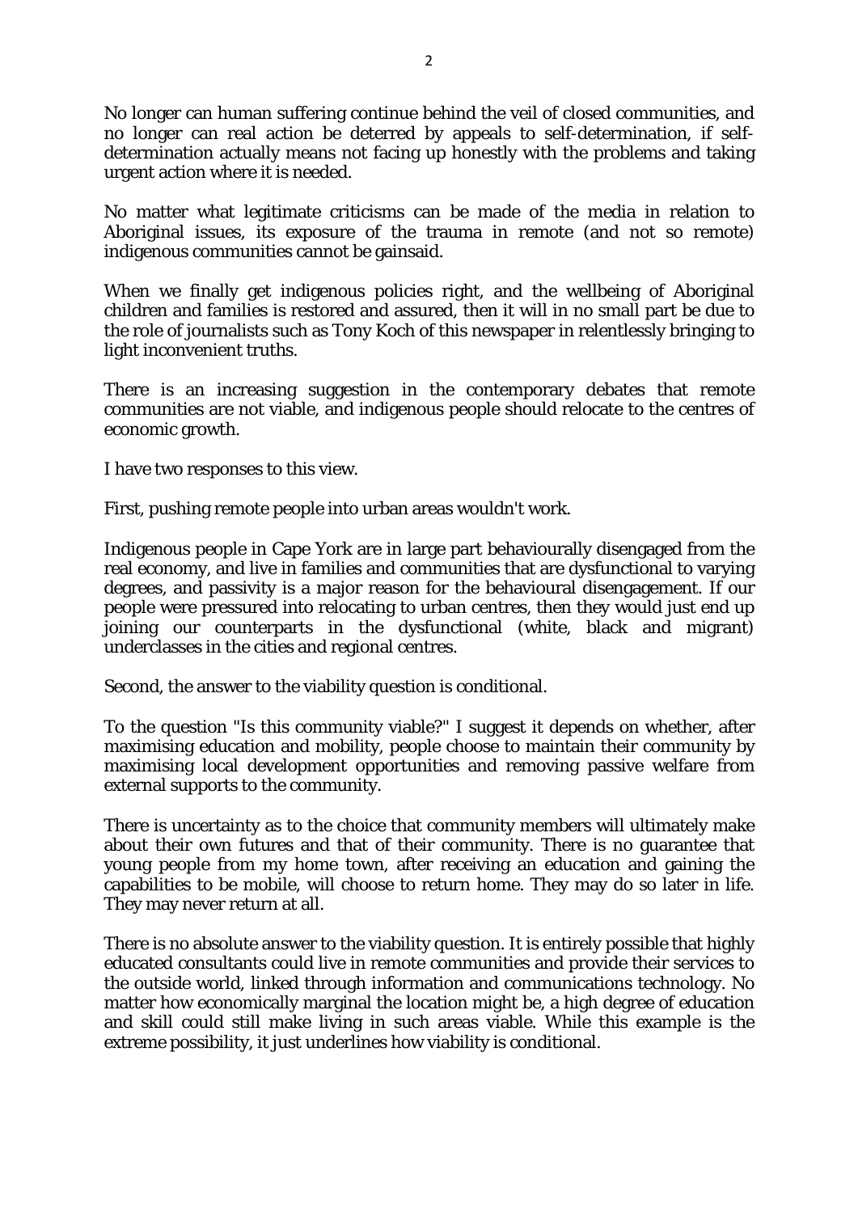No longer can human suffering continue behind the veil of closed communities, and no longer can real action be deterred by appeals to self-determination, if self-determination actually means not facing up honestly with the problems and taking urgent action where it is needed.

No matter what legitimate criticisms can be made of the media in relation to Aboriginal issues, its exposure of the trauma in remote (and not so remote) indigenous communities cannot be gainsaid.

When we finally get indigenous policies right, and the wellbeing of Aboriginal children and families is restored and assured, then it will in no small part be due to the role of journalists such as Tony Koch of this newspaper in relentlessly bringing to light inconvenient truths.

There is an increasing suggestion in the contemporary debates that remote communities are not viable, and indigenous people should relocate to the centres of economic growth.

I have two responses to this view.

First, pushing remote people into urban areas wouldn't work.

Indigenous people in Cape York are in large part behaviourally disengaged from the real economy, and live in families and communities that are dysfunctional to varying degrees, and passivity is a major reason for the behavioural disengagement. If our people were pressured into relocating to urban centres, then they would just end up joining our counterparts in the dysfunctional (white, black and migrant) underclasses in the cities and regional centres.

Second, the answer to the viability question is conditional.

To the question "Is this community viable?" I suggest it depends on whether, after maximising education and mobility, people choose to maintain their community by maximising local development opportunities and removing passive welfare from external supports to the community.

There is uncertainty as to the choice that community members will ultimately make about their own futures and that of their community. There is no guarantee that young people from my home town, after receiving an education and gaining the capabilities to be mobile, will choose to return home. They may do so later in life. They may never return at all.

There is no absolute answer to the viability question. It is entirely possible that highly educated consultants could live in remote communities and provide their services to the outside world, linked through information and communications technology. No matter how economically marginal the location might be, a high degree of education and skill could still make living in such areas viable. While this example is the extreme possibility, it just underlines how viability is conditional.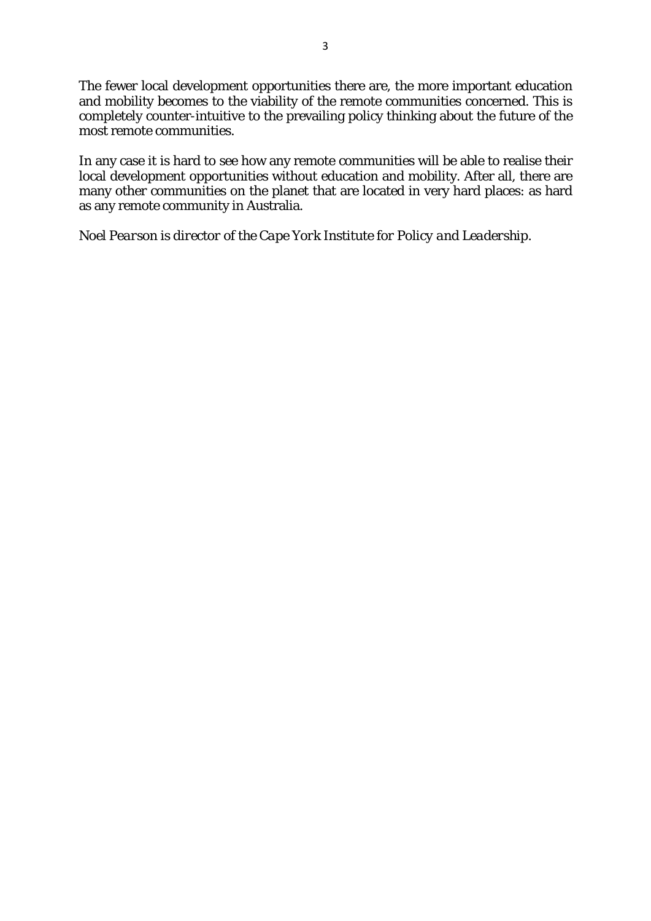The fewer local development opportunities there are, the more important education and mobility becomes to the viability of the remote communities concerned. This is completely counter-intuitive to the prevailing policy thinking about the future of the most remote communities.

In any case it is hard to see how any remote communities will be able to realise their local development opportunities without education and mobility. After all, there are many other communities on the planet that are located in very hard places: as hard as any remote community in Australia.

*Noel Pearson is director of the Cape York Institute for Policy and Leadership.*